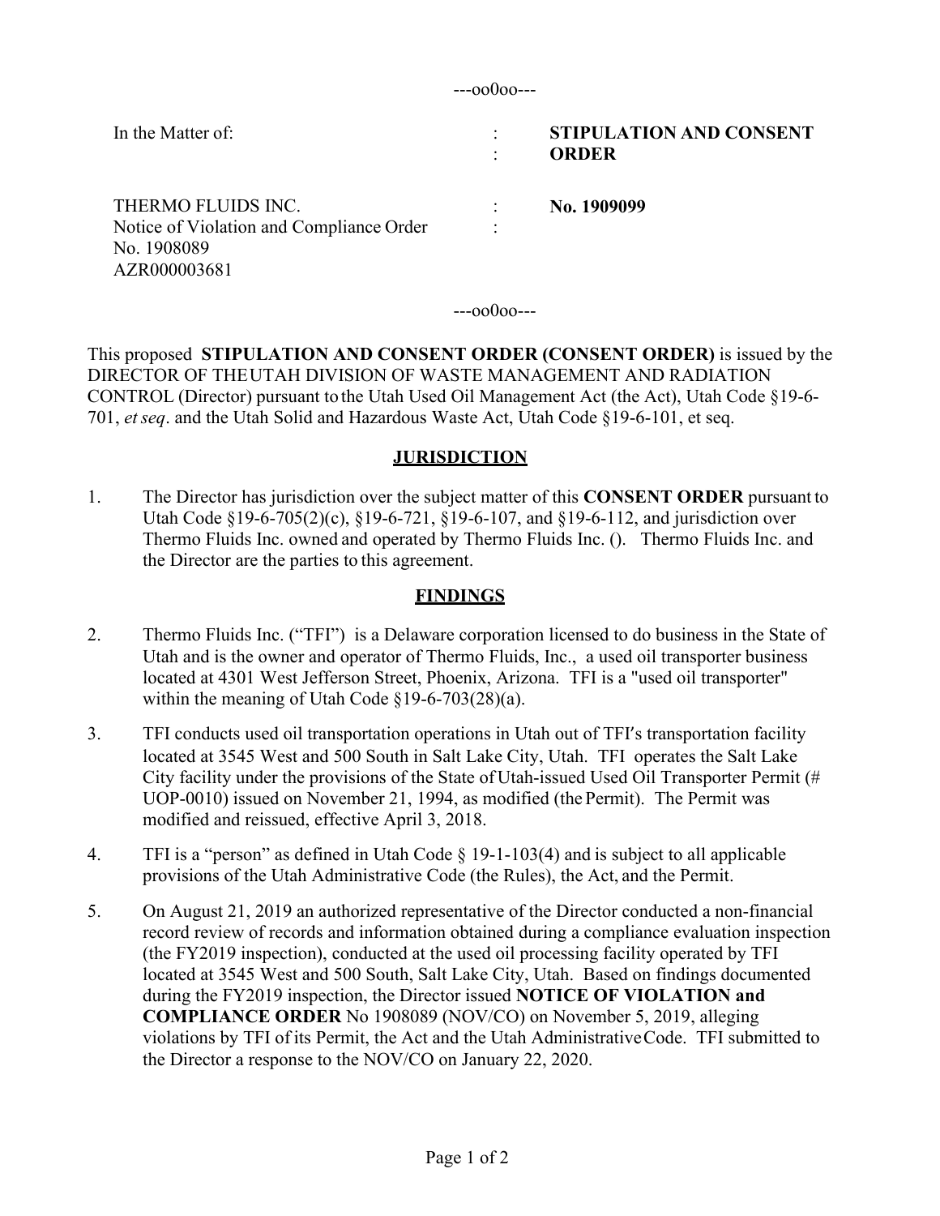---oo0oo---

| | | |
|---|---|---|
| In the Matter of: | : | **STIPULATION AND CONSENT ORDER** |
| THERMO FLUIDS INC.<br>Notice of Violation and Compliance Order<br>No. 1908089<br>AZR000003681 | : | **No. 1909099** |

---oo0oo---

This proposed **STIPULATION AND CONSENT ORDER (CONSENT ORDER)** is issued by the DIRECTOR OF THE UTAH DIVISION OF WASTE MANAGEMENT AND RADIATION CONTROL (Director) pursuant to the Utah Used Oil Management Act (the Act), Utah Code §19-6-701, *et seq*. and the Utah Solid and Hazardous Waste Act, Utah Code §19-6-101, et seq.

## JURISDICTION

1. The Director has jurisdiction over the subject matter of this **CONSENT ORDER** pursuant to Utah Code §19-6-705(2)(c), §19-6-721, §19-6-107, and §19-6-112, and jurisdiction over Thermo Fluids Inc. owned and operated by Thermo Fluids Inc. (). Thermo Fluids Inc. and the Director are the parties to this agreement.

## FINDINGS

2. Thermo Fluids Inc. ("TFI") is a Delaware corporation licensed to do business in the State of Utah and is the owner and operator of Thermo Fluids, Inc., a used oil transporter business located at 4301 West Jefferson Street, Phoenix, Arizona. TFI is a "used oil transporter" within the meaning of Utah Code §19-6-703(28)(a).

3. TFI conducts used oil transportation operations in Utah out of TFI's transportation facility located at 3545 West and 500 South in Salt Lake City, Utah. TFI operates the Salt Lake City facility under the provisions of the State of Utah-issued Used Oil Transporter Permit (# UOP-0010) issued on November 21, 1994, as modified (the Permit). The Permit was modified and reissued, effective April 3, 2018.

4. TFI is a "person" as defined in Utah Code § 19-1-103(4) and is subject to all applicable provisions of the Utah Administrative Code (the Rules), the Act, and the Permit.

5. On August 21, 2019 an authorized representative of the Director conducted a non-financial record review of records and information obtained during a compliance evaluation inspection (the FY2019 inspection), conducted at the used oil processing facility operated by TFI located at 3545 West and 500 South, Salt Lake City, Utah. Based on findings documented during the FY2019 inspection, the Director issued **NOTICE OF VIOLATION and COMPLIANCE ORDER** No 1908089 (NOV/CO) on November 5, 2019, alleging violations by TFI of its Permit, the Act and the Utah Administrative Code. TFI submitted to the Director a response to the NOV/CO on January 22, 2020.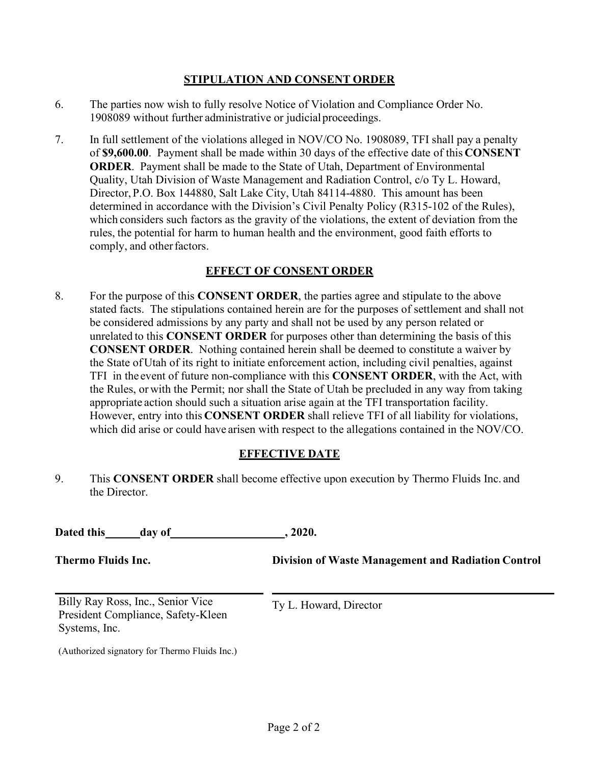## STIPULATION AND CONSENT ORDER

6. The parties now wish to fully resolve Notice of Violation and Compliance Order No. 1908089 without further administrative or judicial proceedings.

7. In full settlement of the violations alleged in NOV/CO No. 1908089, TFI shall pay a penalty of **$9,600.00**. Payment shall be made within 30 days of the effective date of this **CONSENT ORDER**. Payment shall be made to the State of Utah, Department of Environmental Quality, Utah Division of Waste Management and Radiation Control, c/o Ty L. Howard, Director, P.O. Box 144880, Salt Lake City, Utah 84114-4880. This amount has been determined in accordance with the Division's Civil Penalty Policy (R315-102 of the Rules), which considers such factors as the gravity of the violations, the extent of deviation from the rules, the potential for harm to human health and the environment, good faith efforts to comply, and other factors.

## EFFECT OF CONSENT ORDER

8. For the purpose of this **CONSENT ORDER**, the parties agree and stipulate to the above stated facts. The stipulations contained herein are for the purposes of settlement and shall not be considered admissions by any party and shall not be used by any person related or unrelated to this **CONSENT ORDER** for purposes other than determining the basis of this **CONSENT ORDER**. Nothing contained herein shall be deemed to constitute a waiver by the State of Utah of its right to initiate enforcement action, including civil penalties, against TFI in the event of future non-compliance with this **CONSENT ORDER**, with the Act, with the Rules, or with the Permit; nor shall the State of Utah be precluded in any way from taking appropriate action should such a situation arise again at the TFI transportation facility. However, entry into this **CONSENT ORDER** shall relieve TFI of all liability for violations, which did arise or could have arisen with respect to the allegations contained in the NOV/CO.

## EFFECTIVE DATE

9. This **CONSENT ORDER** shall become effective upon execution by Thermo Fluids Inc. and the Director.

**Dated this\_\_\_\_\_\_day of\_\_\_\_\_\_\_\_\_\_\_\_\_\_\_\_\_\_\_\_, 2020.**

**Thermo Fluids Inc.**

\_\_\_\_\_\_\_\_\_\_\_\_\_\_\_\_\_\_\_\_\_\_\_\_\_\_\_\_\_\_\_\_\_\_\_\_

Billy Ray Ross, Inc., Senior Vice President Compliance, Safety-Kleen Systems, Inc.

(Authorized signatory for Thermo Fluids Inc.)

**Division of Waste Management and Radiation Control**

\_\_\_\_\_\_\_\_\_\_\_\_\_\_\_\_\_\_\_\_\_\_\_\_\_\_\_\_\_\_\_\_\_\_\_\_

Ty L. Howard, Director